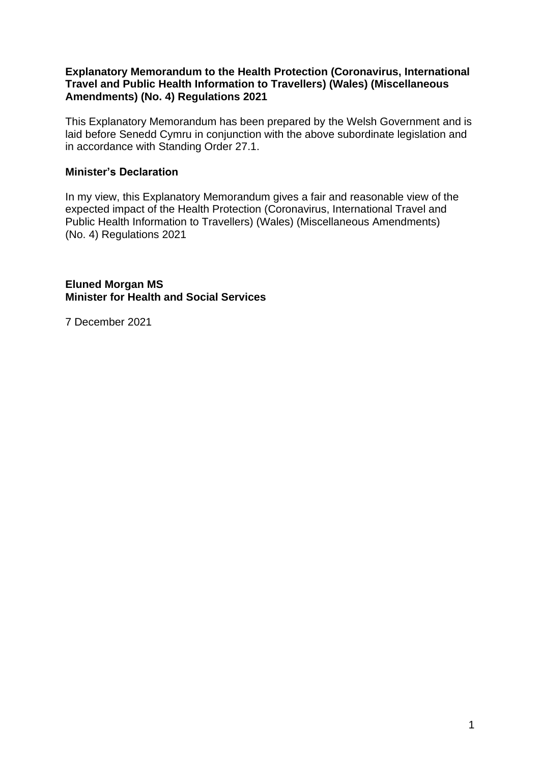**Explanatory Memorandum to the Health Protection (Coronavirus, International Travel and Public Health Information to Travellers) (Wales) (Miscellaneous Amendments) (No. 4) Regulations 2021**

This Explanatory Memorandum has been prepared by the Welsh Government and is laid before Senedd Cymru in conjunction with the above subordinate legislation and in accordance with Standing Order 27.1.

**Minister's Declaration**

In my view, this Explanatory Memorandum gives a fair and reasonable view of the expected impact of the Health Protection (Coronavirus, International Travel and Public Health Information to Travellers) (Wales) (Miscellaneous Amendments) (No. 4) Regulations 2021

**Eluned Morgan MS**
**Minister for Health and Social Services**

7 December 2021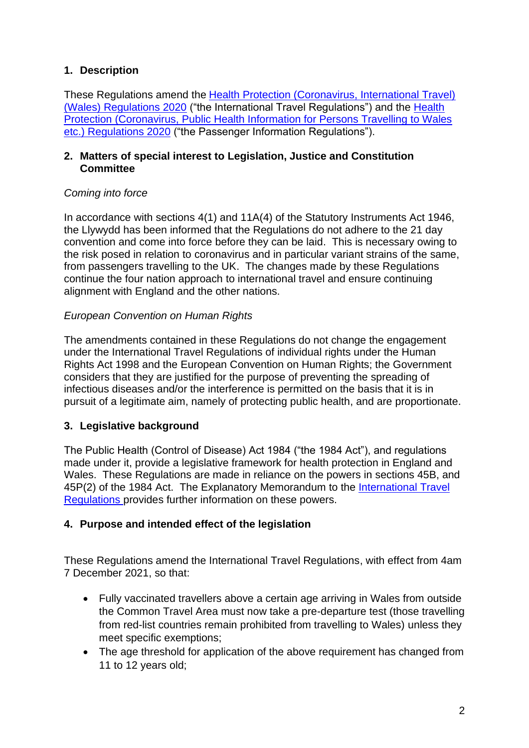## 1. Description

These Regulations amend the [Health Protection (Coronavirus, International Travel) (Wales) Regulations 2020]() ("the International Travel Regulations") and the [Health Protection (Coronavirus, Public Health Information for Persons Travelling to Wales etc.) Regulations 2020]() ("the Passenger Information Regulations").

## 2. Matters of special interest to Legislation, Justice and Constitution Committee

*Coming into force*

In accordance with sections 4(1) and 11A(4) of the Statutory Instruments Act 1946, the Llywydd has been informed that the Regulations do not adhere to the 21 day convention and come into force before they can be laid. This is necessary owing to the risk posed in relation to coronavirus and in particular variant strains of the same, from passengers travelling to the UK. The changes made by these Regulations continue the four nation approach to international travel and ensure continuing alignment with England and the other nations.

*European Convention on Human Rights*

The amendments contained in these Regulations do not change the engagement under the International Travel Regulations of individual rights under the Human Rights Act 1998 and the European Convention on Human Rights; the Government considers that they are justified for the purpose of preventing the spreading of infectious diseases and/or the interference is permitted on the basis that it is in pursuit of a legitimate aim, namely of protecting public health, and are proportionate.

## 3. Legislative background

The Public Health (Control of Disease) Act 1984 ("the 1984 Act"), and regulations made under it, provide a legislative framework for health protection in England and Wales. These Regulations are made in reliance on the powers in sections 45B, and 45P(2) of the 1984 Act. The Explanatory Memorandum to the [International Travel Regulations]() provides further information on these powers.

## 4. Purpose and intended effect of the legislation

These Regulations amend the International Travel Regulations, with effect from 4am 7 December 2021, so that:

- Fully vaccinated travellers above a certain age arriving in Wales from outside the Common Travel Area must now take a pre-departure test (those travelling from red-list countries remain prohibited from travelling to Wales) unless they meet specific exemptions;
- The age threshold for application of the above requirement has changed from 11 to 12 years old;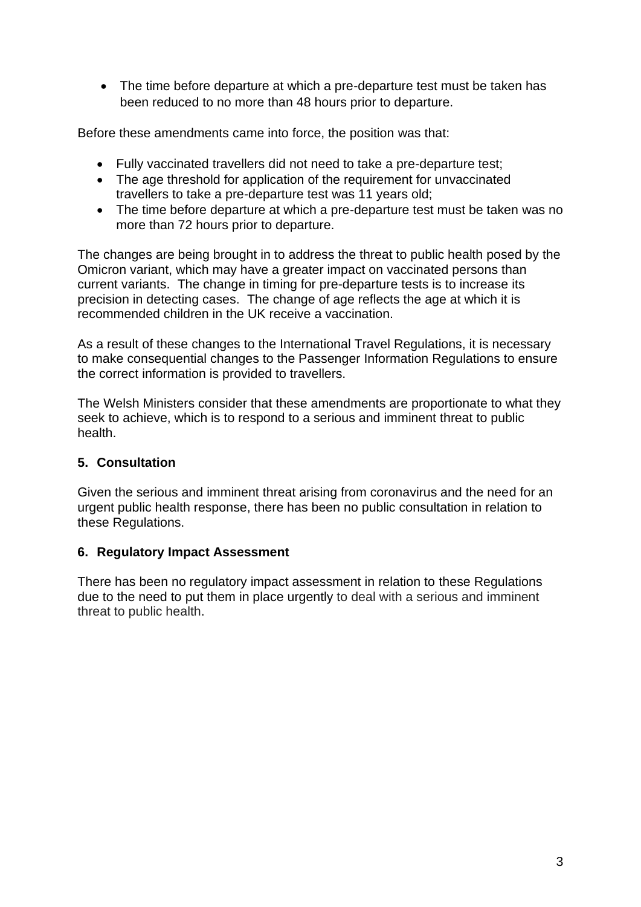- The time before departure at which a pre-departure test must be taken has been reduced to no more than 48 hours prior to departure.

Before these amendments came into force, the position was that:

- Fully vaccinated travellers did not need to take a pre-departure test;
- The age threshold for application of the requirement for unvaccinated travellers to take a pre-departure test was 11 years old;
- The time before departure at which a pre-departure test must be taken was no more than 72 hours prior to departure.

The changes are being brought in to address the threat to public health posed by the Omicron variant, which may have a greater impact on vaccinated persons than current variants. The change in timing for pre-departure tests is to increase its precision in detecting cases. The change of age reflects the age at which it is recommended children in the UK receive a vaccination.

As a result of these changes to the International Travel Regulations, it is necessary to make consequential changes to the Passenger Information Regulations to ensure the correct information is provided to travellers.

The Welsh Ministers consider that these amendments are proportionate to what they seek to achieve, which is to respond to a serious and imminent threat to public health.

## 5. Consultation

Given the serious and imminent threat arising from coronavirus and the need for an urgent public health response, there has been no public consultation in relation to these Regulations.

## 6. Regulatory Impact Assessment

There has been no regulatory impact assessment in relation to these Regulations due to the need to put them in place urgently to deal with a serious and imminent threat to public health.